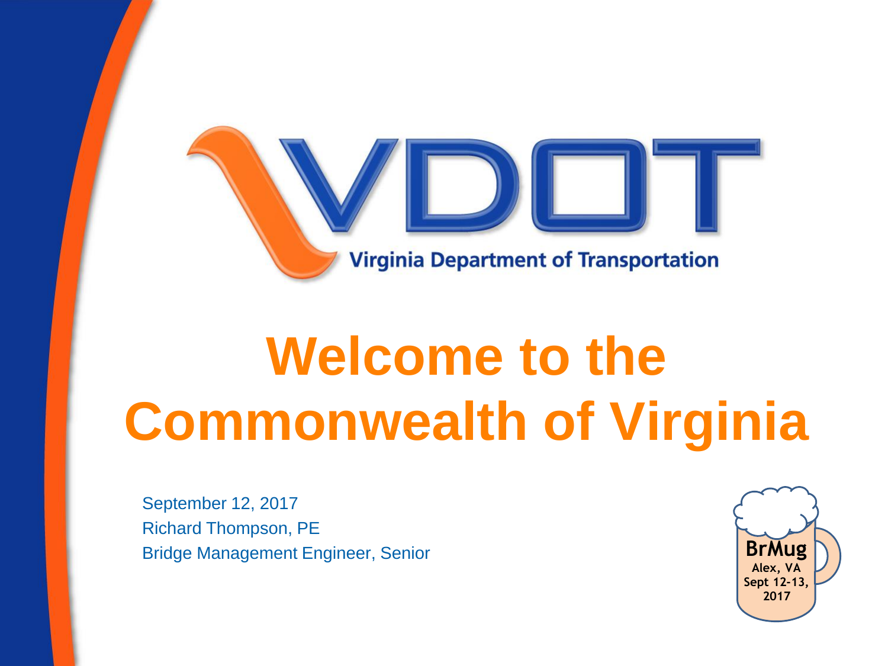VDOT

Virginia Department of Transportation

# Welcome to the Commonwealth of Virginia

September 12, 2017

Richard Thompson, PE

Bridge Management Engineer, Senior

BrMug

Alex, VA

Sept 12-13, 2017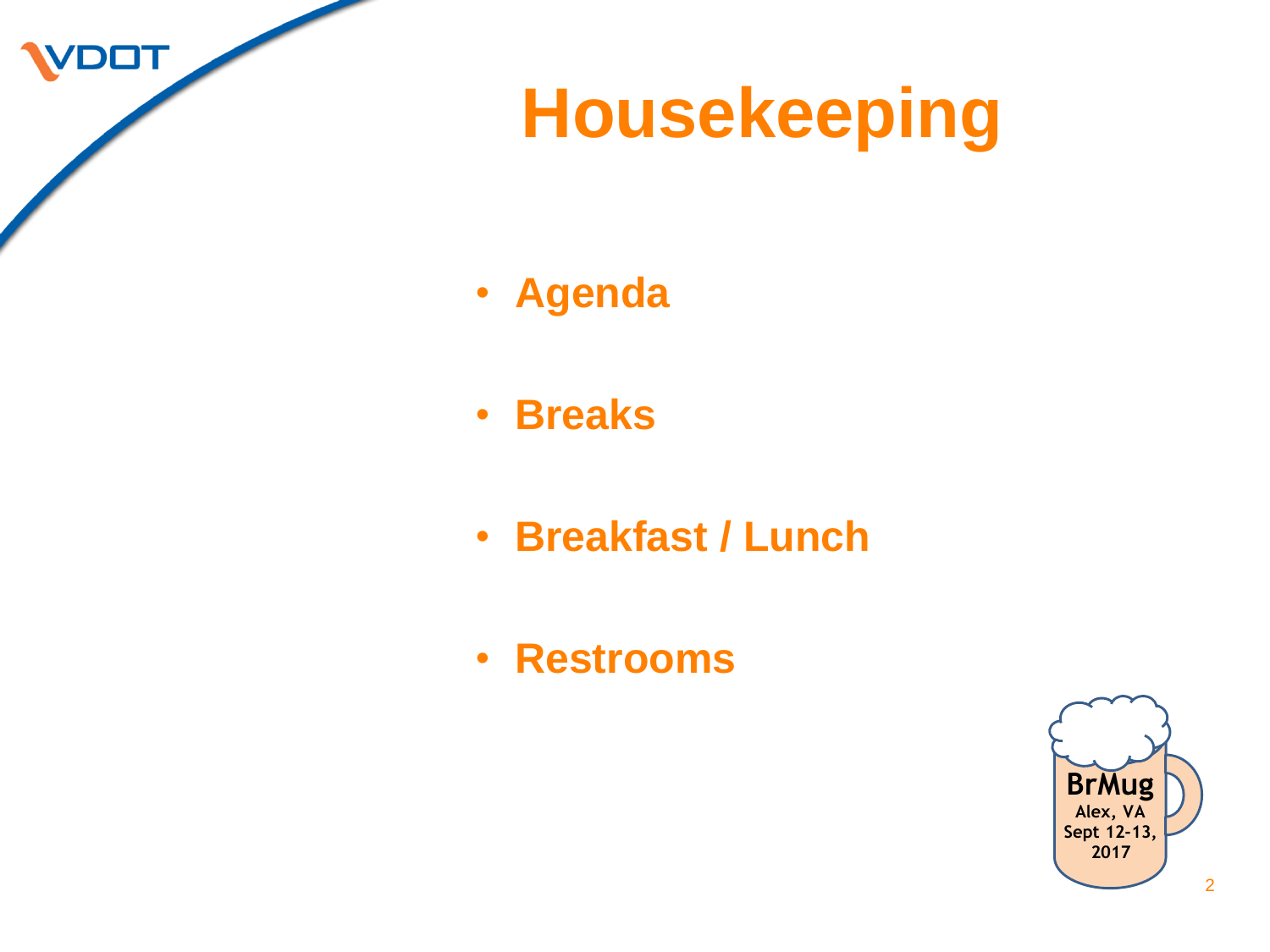# Housekeeping

- **Agenda**
- **Breaks**
- **Breakfast / Lunch**
- **Restrooms**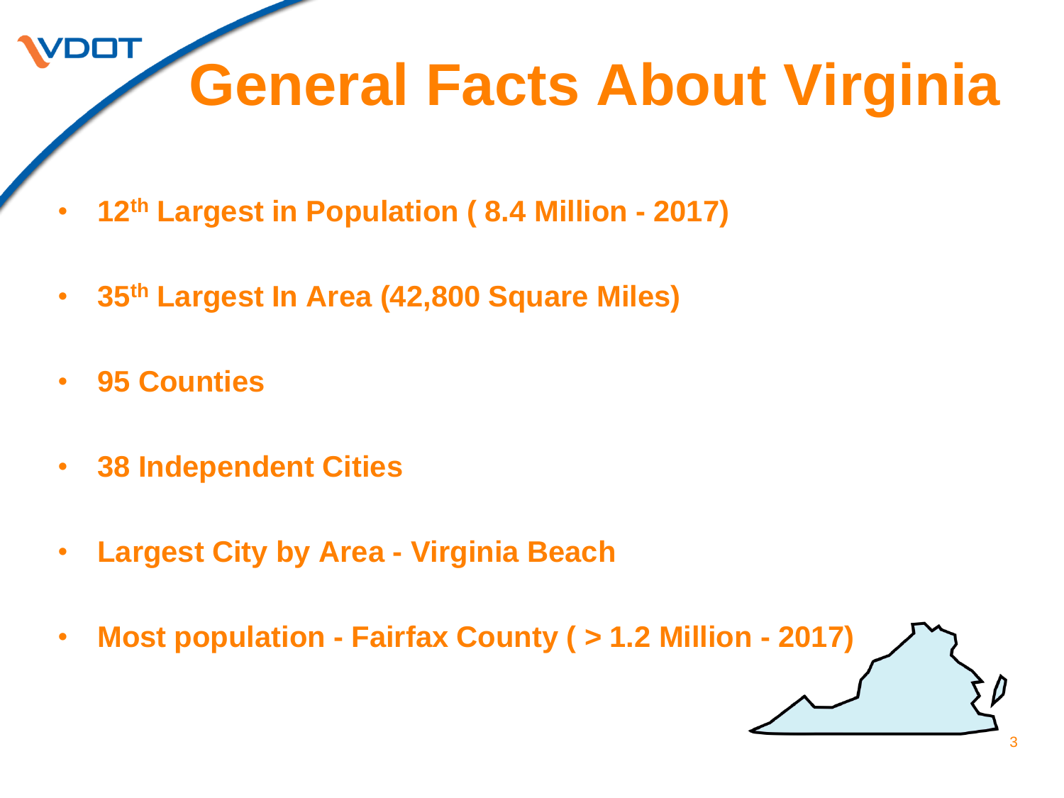# General Facts About Virginia

- **12th Largest in Population ( 8.4 Million - 2017)**
- **35th Largest In Area (42,800 Square Miles)**
- **95 Counties**
- **38 Independent Cities**
- **Largest City by Area - Virginia Beach**
- **Most population - Fairfax County ( > 1.2 Million - 2017)**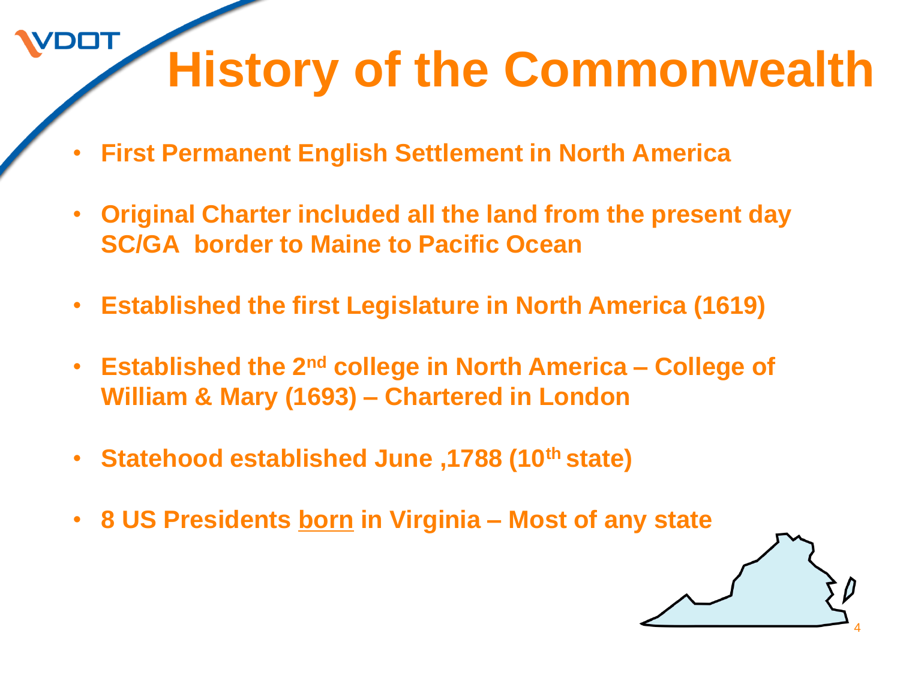# History of the Commonwealth

- **First Permanent English Settlement in North America**
- **Original Charter included all the land from the present day SC/GA border to Maine to Pacific Ocean**
- **Established the first Legislature in North America (1619)**
- **Established the 2nd college in North America – College of William & Mary (1693) – Chartered in London**
- **Statehood established June ,1788 (10th state)**
- **8 US Presidents <u>born</u> in Virginia – Most of any state**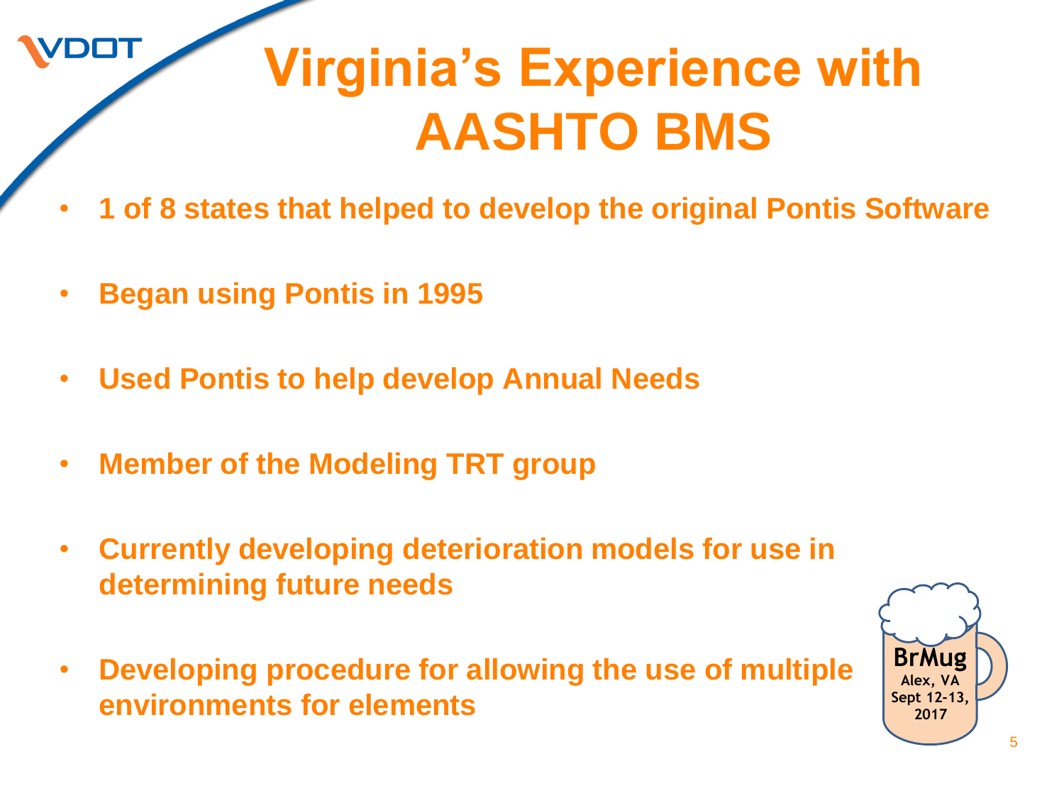# Virginia's Experience with AASHTO BMS

- **1 of 8 states that helped to develop the original Pontis Software**
- **Began using Pontis in 1995**
- **Used Pontis to help develop Annual Needs**
- **Member of the Modeling TRT group**
- **Currently developing deterioration models for use in determining future needs**
- **Developing procedure for allowing the use of multiple environments for elements**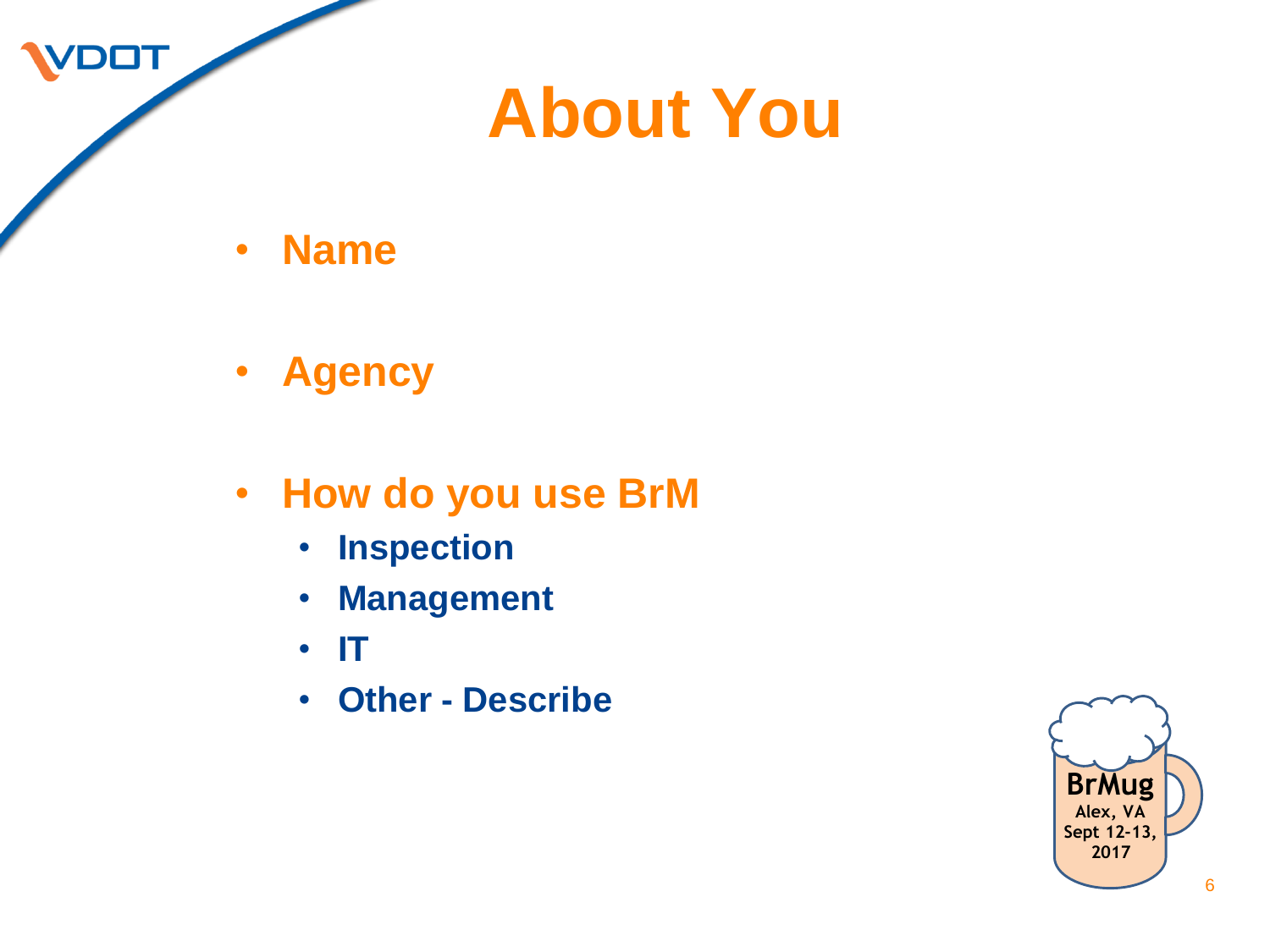# About You

- **Name**
- **Agency**
- **How do you use BrM**
  - **Inspection**
  - **Management**
  - **IT**
  - **Other - Describe**